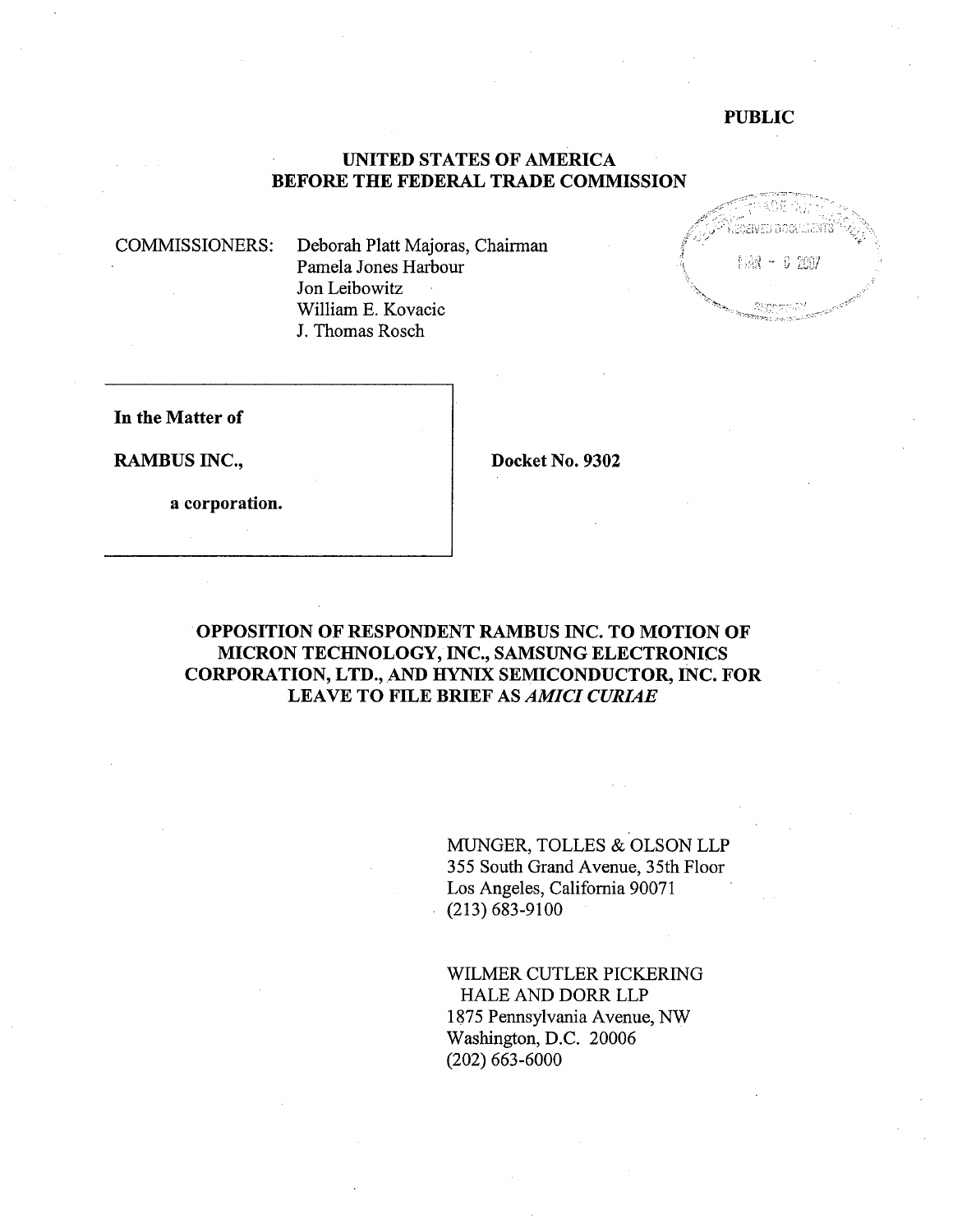**PUBLIC**

**UNITED STATES OF AMERICA**
**BEFORE THE FEDERAL TRADE COMMISSION**

COMMISSIONERS: Deborah Platt Majoras, Chairman
Pamela Jones Harbour
Jon Leibowitz
William E. Kovacic
J. Thomas Rosch

**In the Matter of**

**RAMBUS INC.,**

**a corporation.**

**Docket No. 9302**

**OPPOSITION OF RESPONDENT RAMBUS INC. TO MOTION OF MICRON TECHNOLOGY, INC., SAMSUNG ELECTRONICS CORPORATION, LTD., AND HYNIX SEMICONDUCTOR, INC. FOR LEAVE TO FILE BRIEF AS *AMICI CURIAE***

MUNGER, TOLLES & OLSON LLP
355 South Grand Avenue, 35th Floor
Los Angeles, California 90071
(213) 683-9100

WILMER CUTLER PICKERING
HALE AND DORR LLP
1875 Pennsylvania Avenue, NW
Washington, D.C. 20006
(202) 663-6000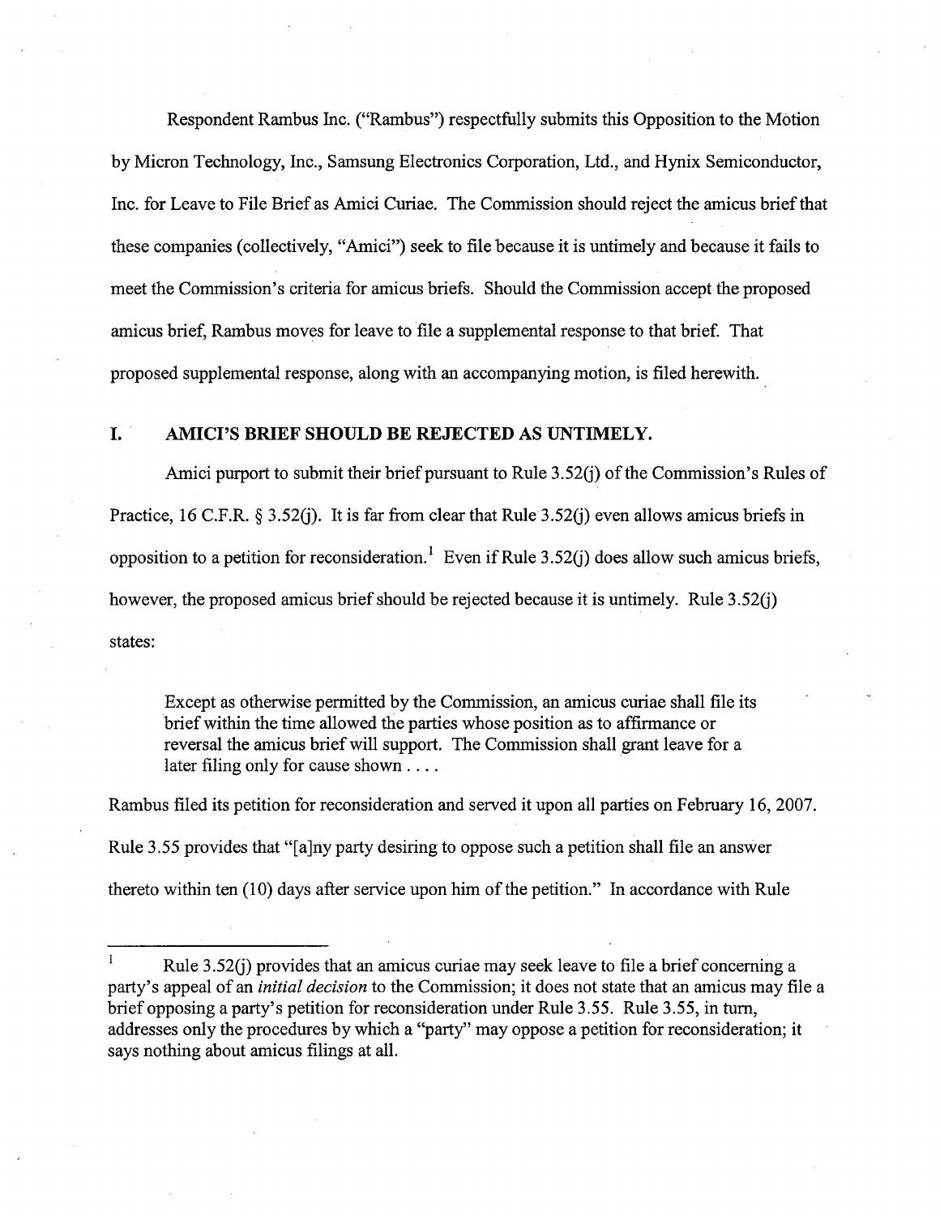Respondent Rambus Inc. ("Rambus") respectfully submits this Opposition to the Motion by Micron Technology, Inc., Samsung Electronics Corporation, Ltd., and Hynix Semiconductor, Inc. for Leave to File Brief as Amici Curiae. The Commission should reject the amicus brief that these companies (collectively, "Amici") seek to file because it is untimely and because it fails to meet the Commission's criteria for amicus briefs. Should the Commission accept the proposed amicus brief, Rambus moves for leave to file a supplemental response to that brief. That proposed supplemental response, along with an accompanying motion, is filed herewith.

## I. AMICI'S BRIEF SHOULD BE REJECTED AS UNTIMELY.

Amici purport to submit their brief pursuant to Rule 3.52(j) of the Commission's Rules of Practice, 16 C.F.R. § 3.52(j). It is far from clear that Rule 3.52(j) even allows amicus briefs in opposition to a petition for reconsideration.[1] Even if Rule 3.52(j) does allow such amicus briefs, however, the proposed amicus brief should be rejected because it is untimely. Rule 3.52(j) states:

> Except as otherwise permitted by the Commission, an amicus curiae shall file its brief within the time allowed the parties whose position as to affirmance or reversal the amicus brief will support. The Commission shall grant leave for a later filing only for cause shown . . . .

Rambus filed its petition for reconsideration and served it upon all parties on February 16, 2007. Rule 3.55 provides that "[a]ny party desiring to oppose such a petition shall file an answer thereto within ten (10) days after service upon him of the petition." In accordance with Rule

---

[1] Rule 3.52(j) provides that an amicus curiae may seek leave to file a brief concerning a party's appeal of an *initial decision* to the Commission; it does not state that an amicus may file a brief opposing a party's petition for reconsideration under Rule 3.55. Rule 3.55, in turn, addresses only the procedures by which a "party" may oppose a petition for reconsideration; it says nothing about amicus filings at all.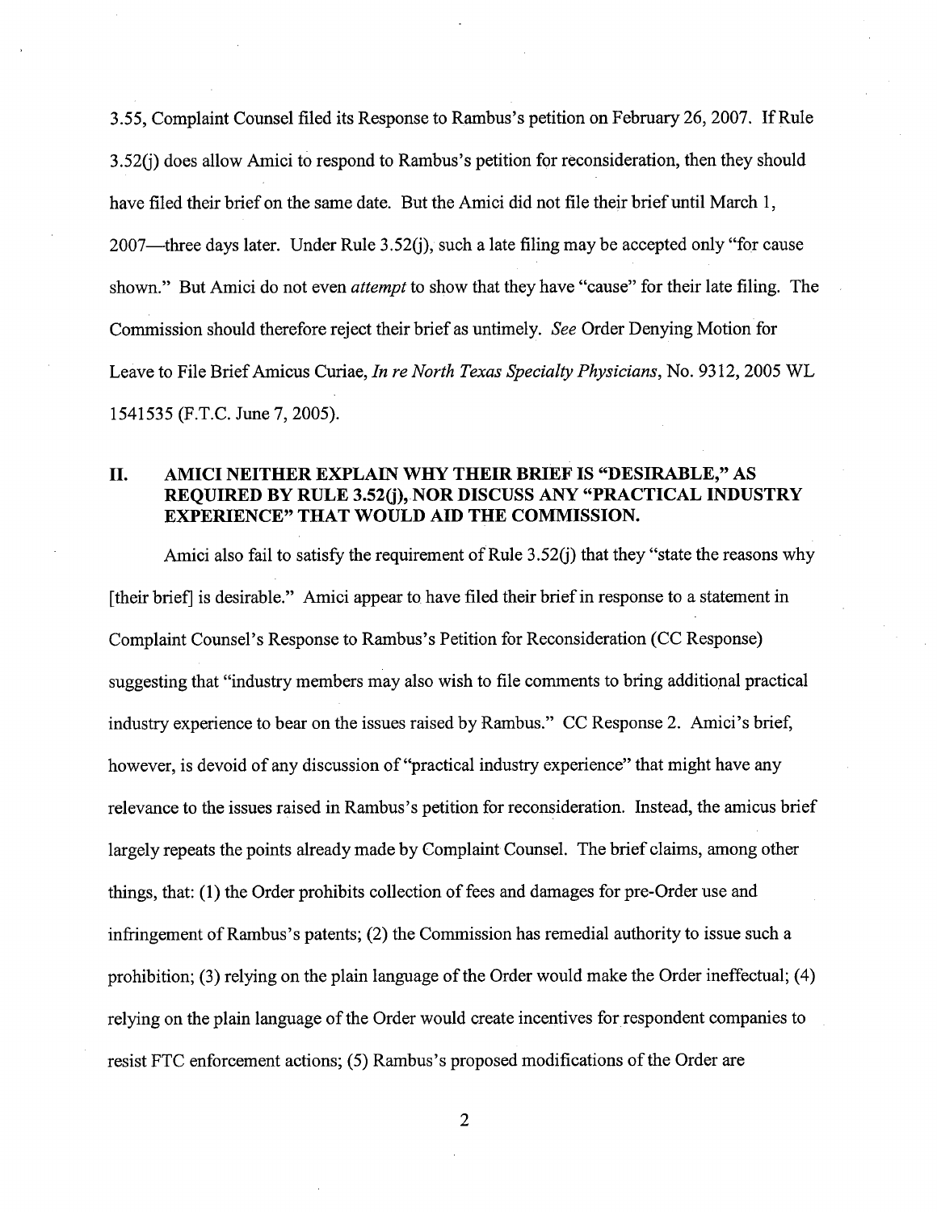3.55, Complaint Counsel filed its Response to Rambus's petition on February 26, 2007. If Rule 3.52(j) does allow Amici to respond to Rambus's petition for reconsideration, then they should have filed their brief on the same date. But the Amici did not file their brief until March 1, 2007—three days later. Under Rule 3.52(j), such a late filing may be accepted only "for cause shown." But Amici do not even *attempt* to show that they have "cause" for their late filing. The Commission should therefore reject their brief as untimely. *See* Order Denying Motion for Leave to File Brief Amicus Curiae, *In re North Texas Specialty Physicians*, No. 9312, 2005 WL 1541535 (F.T.C. June 7, 2005).

## II. AMICI NEITHER EXPLAIN WHY THEIR BRIEF IS "DESIRABLE," AS REQUIRED BY RULE 3.52(j), NOR DISCUSS ANY "PRACTICAL INDUSTRY EXPERIENCE" THAT WOULD AID THE COMMISSION.

Amici also fail to satisfy the requirement of Rule 3.52(j) that they "state the reasons why [their brief] is desirable." Amici appear to have filed their brief in response to a statement in Complaint Counsel's Response to Rambus's Petition for Reconsideration (CC Response) suggesting that "industry members may also wish to file comments to bring additional practical industry experience to bear on the issues raised by Rambus." CC Response 2. Amici's brief, however, is devoid of any discussion of "practical industry experience" that might have any relevance to the issues raised in Rambus's petition for reconsideration. Instead, the amicus brief largely repeats the points already made by Complaint Counsel. The brief claims, among other things, that: (1) the Order prohibits collection of fees and damages for pre-Order use and infringement of Rambus's patents; (2) the Commission has remedial authority to issue such a prohibition; (3) relying on the plain language of the Order would make the Order ineffectual; (4) relying on the plain language of the Order would create incentives for respondent companies to resist FTC enforcement actions; (5) Rambus's proposed modifications of the Order are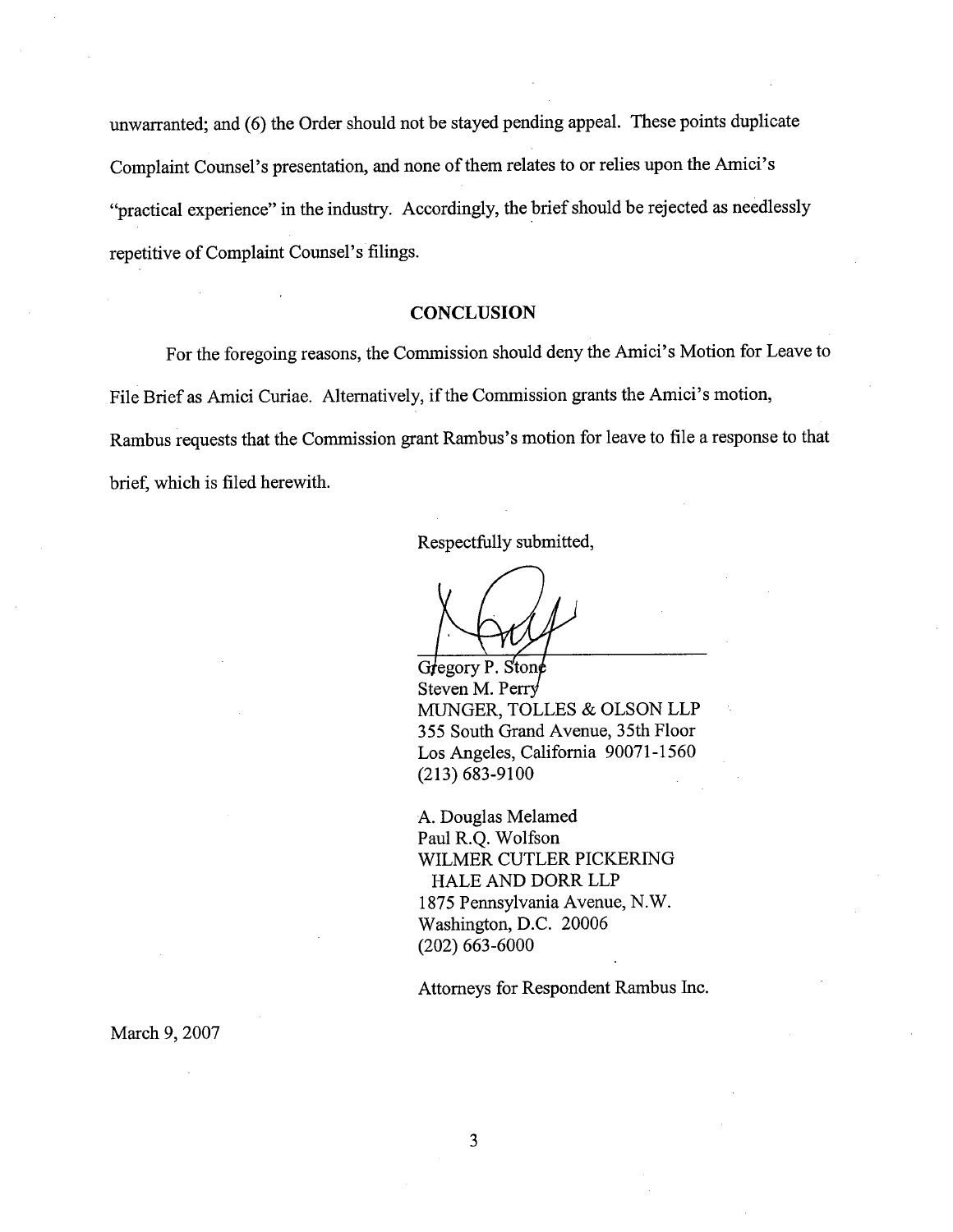unwarranted; and (6) the Order should not be stayed pending appeal. These points duplicate Complaint Counsel's presentation, and none of them relates to or relies upon the Amici's "practical experience" in the industry. Accordingly, the brief should be rejected as needlessly repetitive of Complaint Counsel's filings.

## CONCLUSION

For the foregoing reasons, the Commission should deny the Amici's Motion for Leave to File Brief as Amici Curiae. Alternatively, if the Commission grants the Amici's motion, Rambus requests that the Commission grant Rambus's motion for leave to file a response to that brief, which is filed herewith.

Respectfully submitted,

Gregory P. Stone
Steven M. Perry
MUNGER, TOLLES & OLSON LLP
355 South Grand Avenue, 35th Floor
Los Angeles, California 90071-1560
(213) 683-9100

A. Douglas Melamed
Paul R.Q. Wolfson
WILMER CUTLER PICKERING
HALE AND DORR LLP
1875 Pennsylvania Avenue, N.W.
Washington, D.C. 20006
(202) 663-6000

Attorneys for Respondent Rambus Inc.

March 9, 2007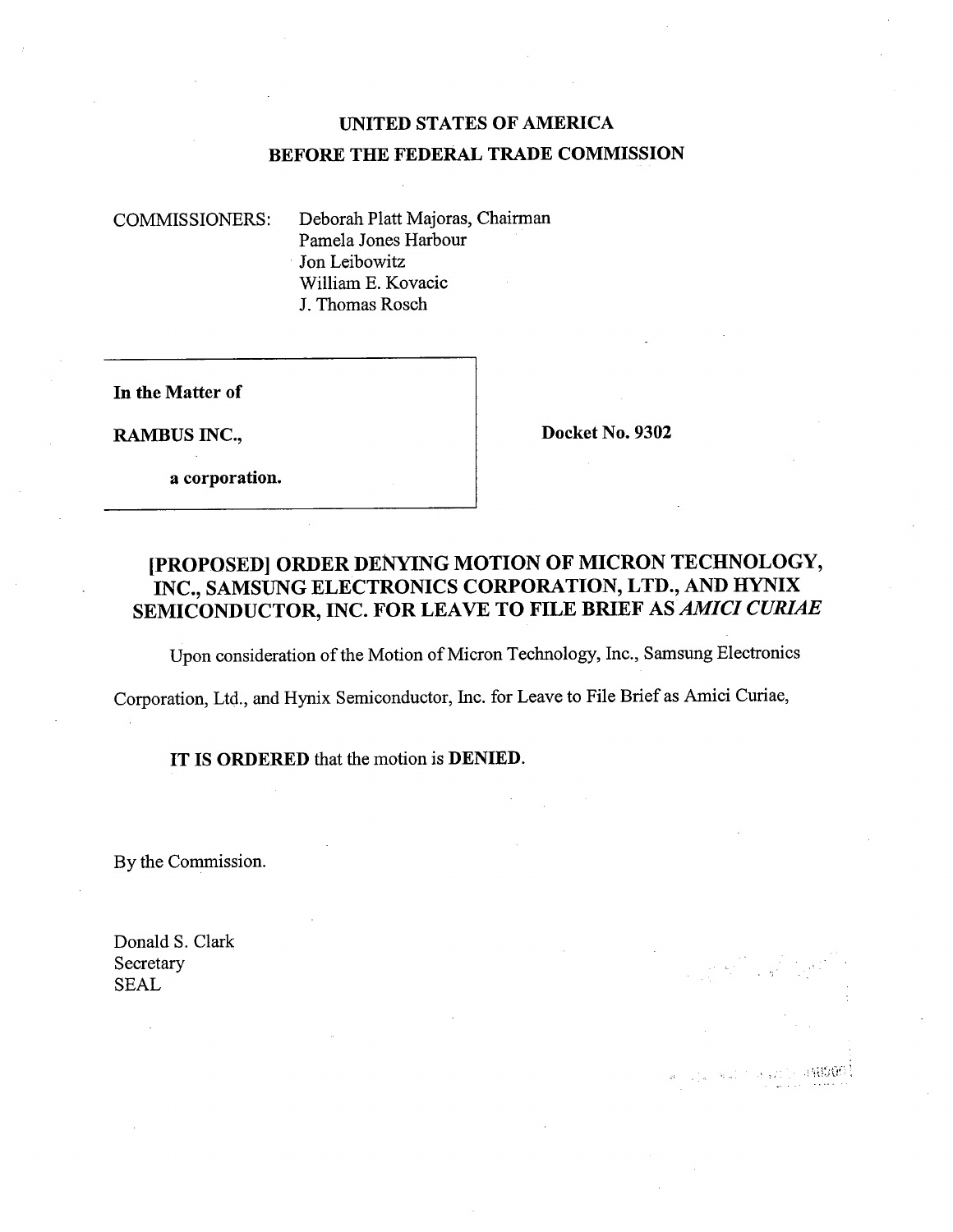**UNITED STATES OF AMERICA**
**BEFORE THE FEDERAL TRADE COMMISSION**

COMMISSIONERS: Deborah Platt Majoras, Chairman
Pamela Jones Harbour
Jon Leibowitz
William E. Kovacic
J. Thomas Rosch

**In the Matter of**

**RAMBUS INC.,**

**a corporation.**

**Docket No. 9302**

## [PROPOSED] ORDER DENYING MOTION OF MICRON TECHNOLOGY, INC., SAMSUNG ELECTRONICS CORPORATION, LTD., AND HYNIX SEMICONDUCTOR, INC. FOR LEAVE TO FILE BRIEF AS *AMICI CURIAE*

Upon consideration of the Motion of Micron Technology, Inc., Samsung Electronics Corporation, Ltd., and Hynix Semiconductor, Inc. for Leave to File Brief as Amici Curiae,

**IT IS ORDERED** that the motion is **DENIED**.

By the Commission.

Donald S. Clark
Secretary
SEAL